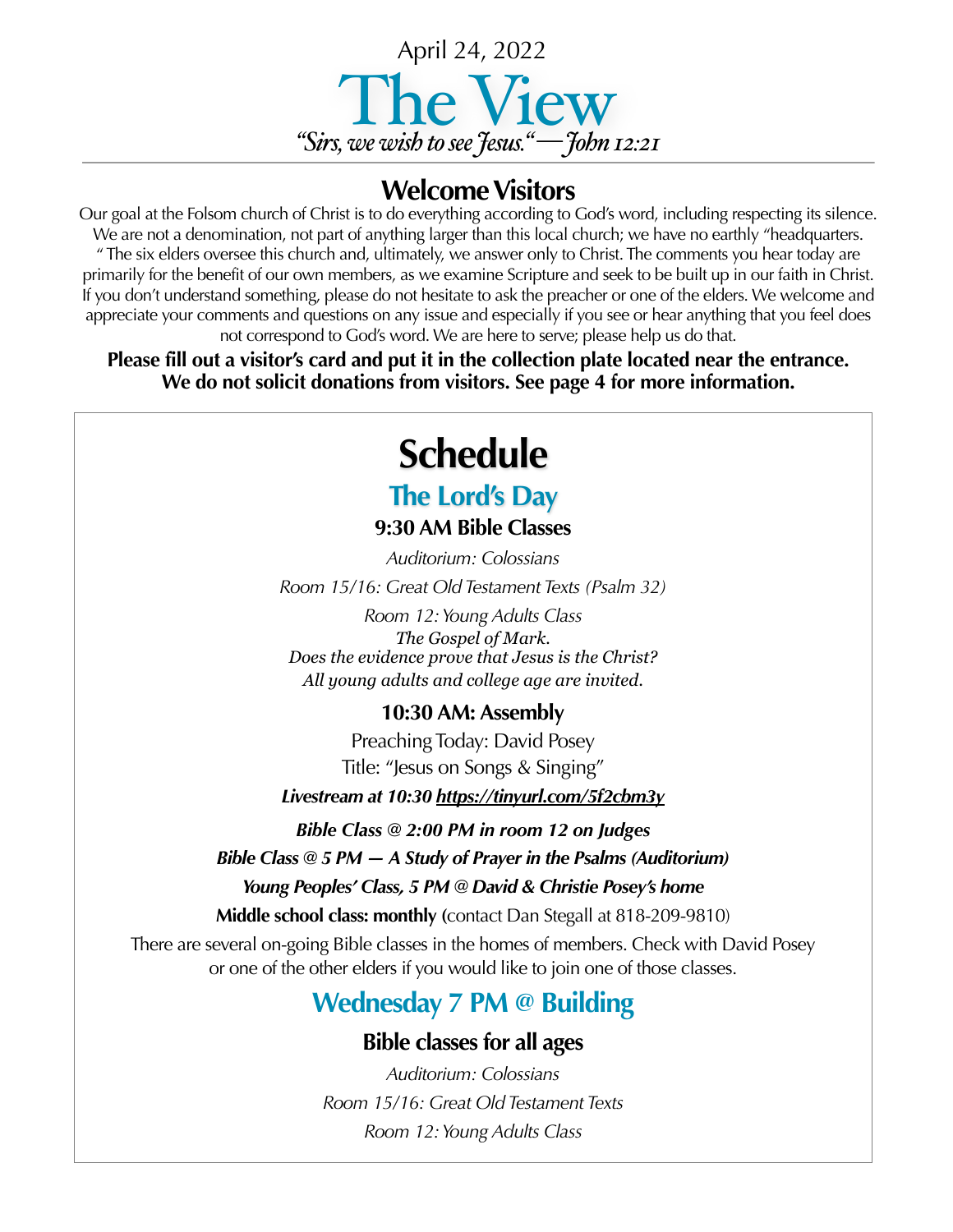April 24, 2022

# The View

*"Sirs, we wish to see Jesus." — John 12:21*

## Welcome Visitors

Our goal at the Folsom church of Christ is to do everything according to God's word, including respecting its silence. We are not a denomination, not part of anything larger than this local church; we have no earthly "headquarters." The six elders oversee this church and, ultimately, we answer only to Christ. The comments you hear today are primarily for the benefit of our own members, as we examine Scripture and seek to be built up in our faith in Christ. If you don't understand something, please do not hesitate to ask the preacher or one of the elders. We welcome and appreciate your comments and questions on any issue and especially if you see or hear anything that you feel does not correspond to God's word. We are here to serve; please help us do that.

**Please fill out a visitor's card and put it in the collection plate located near the entrance. We do not solicit donations from visitors. See page 4 for more information.**

# Schedule

## The Lord's Day

### 9:30 AM Bible Classes

*Auditorium: Colossians*

*Room 15/16: Great Old Testament Texts (Psalm 32)*

*Room 12: Young Adults Class*
*The Gospel of Mark.*
*Does the evidence prove that Jesus is the Christ?*
*All young adults and college age are invited.*

### 10:30 AM: Assembly

Preaching Today: David Posey

Title: "Jesus on Songs & Singing"

***Livestream at 10:30 https://tinyurl.com/5f2cbm3y***

***Bible Class @ 2:00 PM in room 12 on Judges***

***Bible Class @ 5 PM — A Study of Prayer in the Psalms (Auditorium)***

***Young Peoples' Class, 5 PM @ David & Christie Posey's home***

**Middle school class: monthly (**contact Dan Stegall at 818-209-9810)

There are several on-going Bible classes in the homes of members. Check with David Posey or one of the other elders if you would like to join one of those classes.

## Wednesday 7 PM @ Building

### Bible classes for all ages

*Auditorium: Colossians*

*Room 15/16: Great Old Testament Texts*

*Room 12: Young Adults Class*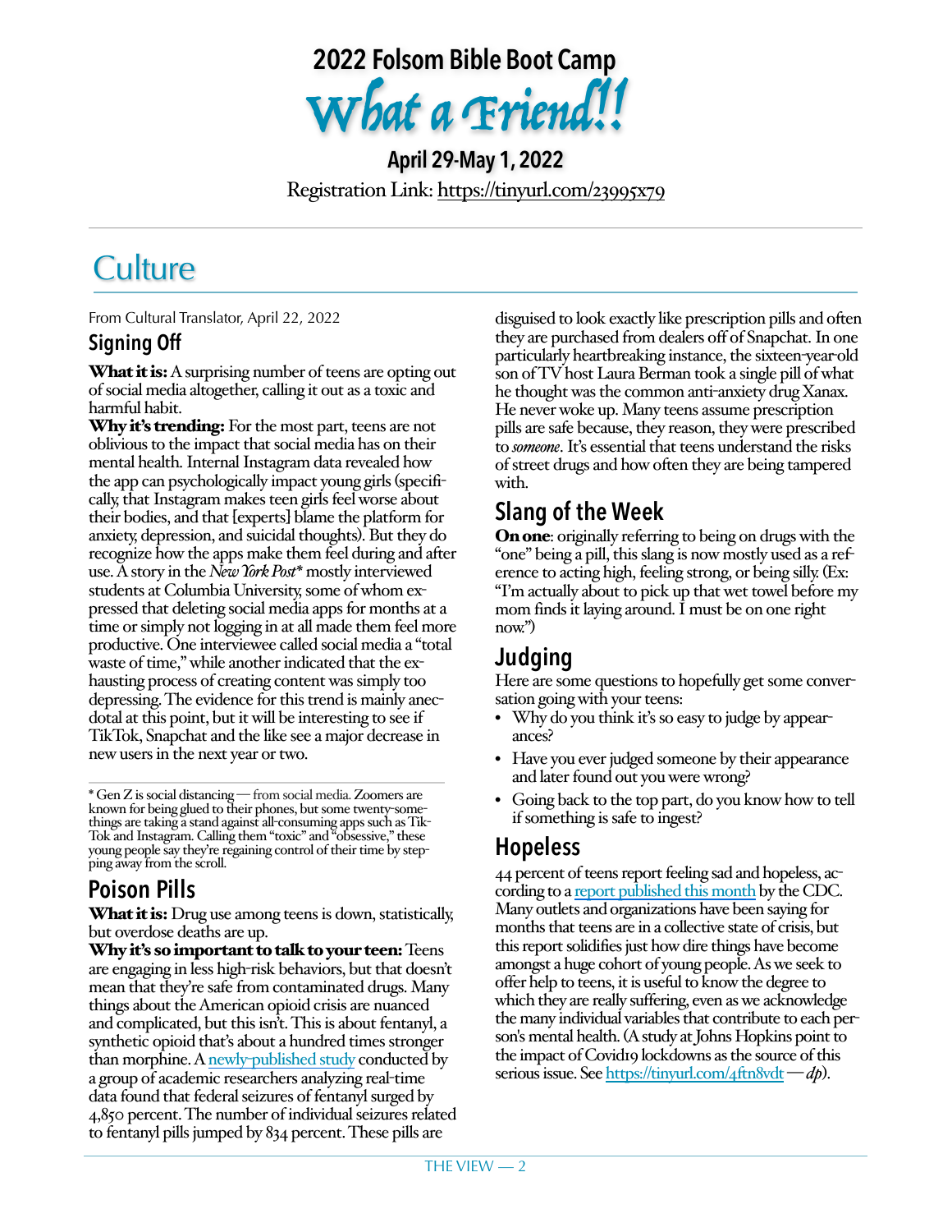# 2022 Folsom Bible Boot Camp

# *What a Friend!!*

**April 29-May 1, 2022**

Registration Link: https://tinyurl.com/23995x79

# Culture

From Cultural Translator, April 22, 2022

## Signing Off

**What it is:** A surprising number of teens are opting out of social media altogether, calling it out as a toxic and harmful habit.

**Why it's trending:** For the most part, teens are not oblivious to the impact that social media has on their mental health. Internal Instagram data revealed how the app can psychologically impact young girls (specifically, that Instagram makes teen girls feel worse about their bodies, and that [experts] blame the platform for anxiety, depression, and suicidal thoughts). But they do recognize how the apps make them feel during and after use. A story in the *New York Post** mostly interviewed students at Columbia University, some of whom expressed that deleting social media apps for months at a time or simply not logging in at all made them feel more productive. One interviewee called social media a "total waste of time," while another indicated that the exhausting process of creating content was simply too depressing. The evidence for this trend is mainly anecdotal at this point, but it will be interesting to see if TikTok, Snapchat and the like see a major decrease in new users in the next year or two.

* Gen Z is social distancing — from social media. Zoomers are known for being glued to their phones, but some twenty-somethings are taking a stand against all-consuming apps such as TikTok and Instagram. Calling them "toxic" and "obsessive," these young people say they're regaining control of their time by stepping away from the scroll.

## Poison Pills

**What it is:** Drug use among teens is down, statistically, but overdose deaths are up.

**Why it's so important to talk to your teen:** Teens are engaging in less high-risk behaviors, but that doesn't mean that they're safe from contaminated drugs. Many things about the American opioid crisis are nuanced and complicated, but this isn't. This is about fentanyl, a synthetic opioid that's about a hundred times stronger than morphine. A newly-published study conducted by a group of academic researchers analyzing real-time data found that federal seizures of fentanyl surged by 4,850 percent. The number of individual seizures related to fentanyl pills jumped by 834 percent. These pills are disguised to look exactly like prescription pills and often they are purchased from dealers off of Snapchat. In one particularly heartbreaking instance, the sixteen-year-old son of TV host Laura Berman took a single pill of what he thought was the common anti-anxiety drug Xanax. He never woke up. Many teens assume prescription pills are safe because, they reason, they were prescribed to *someone*. It's essential that teens understand the risks of street drugs and how often they are being tampered with.

## Slang of the Week

**On one**: originally referring to being on drugs with the "one" being a pill, this slang is now mostly used as a reference to acting high, feeling strong, or being silly. (Ex: "I'm actually about to pick up that wet towel before my mom finds it laying around. I must be on one right now.")

## Judging

Here are some questions to hopefully get some conversation going with your teens:

- Why do you think it's so easy to judge by appearances?
- Have you ever judged someone by their appearance and later found out you were wrong?
- Going back to the top part, do you know how to tell if something is safe to ingest?

## Hopeless

44 percent of teens report feeling sad and hopeless, according to a report published this month by the CDC. Many outlets and organizations have been saying for months that teens are in a collective state of crisis, but this report solidifies just how dire things have become amongst a huge cohort of young people. As we seek to offer help to teens, it is useful to know the degree to which they are really suffering, even as we acknowledge the many individual variables that contribute to each person's mental health. (A study at Johns Hopkins point to the impact of Covid19 lockdowns as the source of this serious issue. See https://tinyurl.com/4ftn8vdt — *dp*).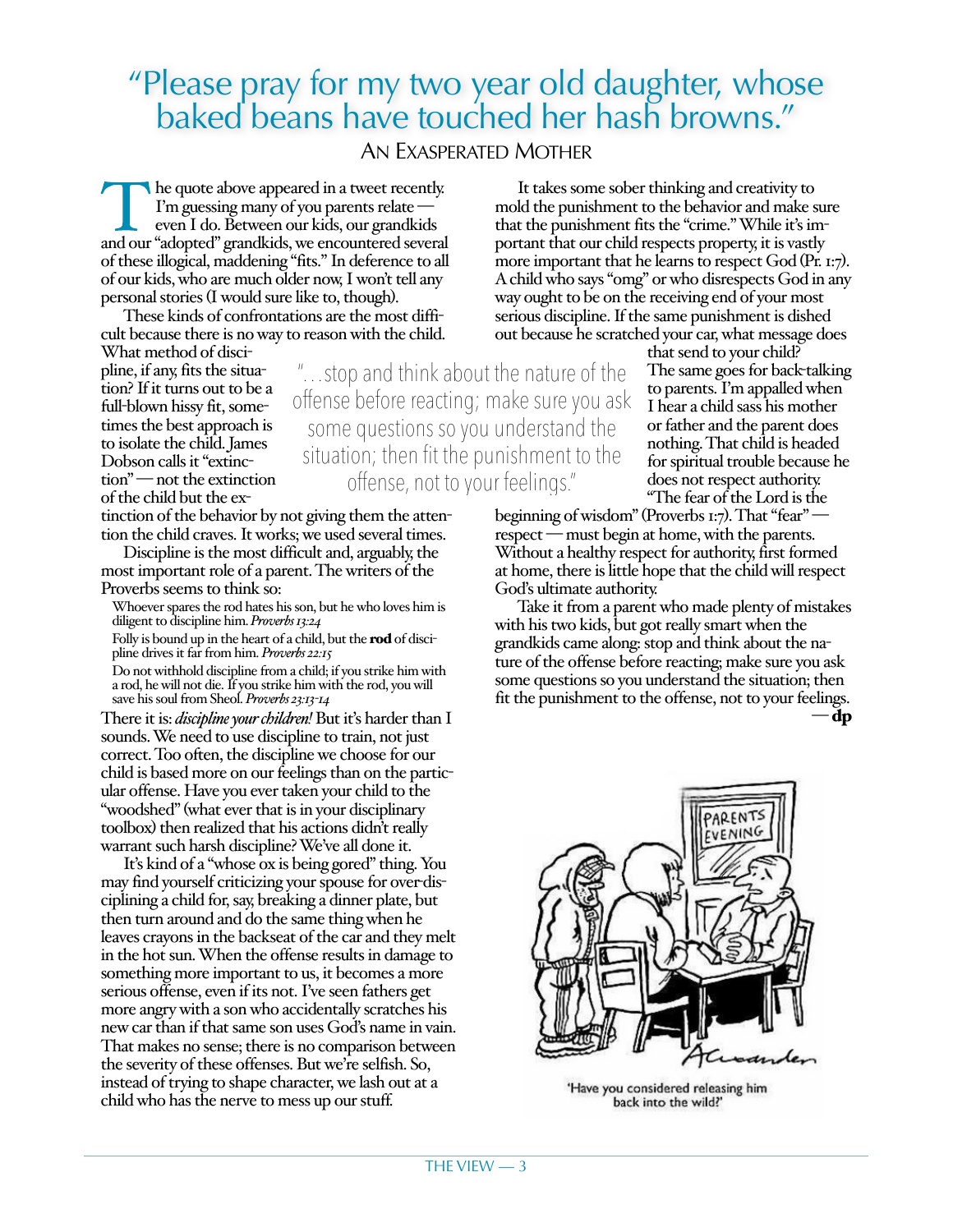# "Please pray for my two year old daughter, whose baked beans have touched her hash browns."

An Exasperated Mother

The quote above appeared in a tweet recently. I'm guessing many of you parents relate — even I do. Between our kids, our grandkids and our "adopted" grandkids, we encountered several of these illogical, maddening "fits." In deference to all of our kids, who are much older now, I won't tell any personal stories (I would sure like to, though).

These kinds of confrontations are the most difficult because there is no way to reason with the child. What method of discipline, if any, fits the situation? If it turns out to be a full-blown hissy fit, sometimes the best approach is to isolate the child. James Dobson calls it "extinction" — not the extinction of the child but the extinction of the behavior by not giving them the attention the child craves. It works; we used several times.

Discipline is the most difficult and, arguably, the most important role of a parent. The writers of the Proverbs seems to think so:

> Whoever spares the rod hates his son, but he who loves him is diligent to discipline him. *Proverbs 13:24*
>
> Folly is bound up in the heart of a child, but the **rod** of discipline drives it far from him. *Proverbs 22:15*
>
> Do not withhold discipline from a child; if you strike him with a rod, he will not die. If you strike him with the rod, you will save his soul from Sheol. *Proverbs 23:13-14*

There it is: ***discipline your children!*** But it's harder than I sounds. We need to use discipline to train, not just correct. Too often, the discipline we choose for our child is based more on our feelings than on the particular offense. Have you ever taken your child to the "woodshed" (what ever that is in your disciplinary toolbox) then realized that his actions didn't really warrant such harsh discipline? We've all done it.

It's kind of a "whose ox is being gored" thing. You may find yourself criticizing your spouse for over-disciplining a child for, say, breaking a dinner plate, but then turn around and do the same thing when he leaves crayons in the backseat of the car and they melt in the hot sun. When the offense results in damage to something more important to us, it becomes a more serious offense, even if its not. I've seen fathers get more angry with a son who accidentally scratches his new car than if that same son uses God's name in vain. That makes no sense; there is no comparison between the severity of these offenses. But we're selfish. So, instead of trying to shape character, we lash out at a child who has the nerve to mess up our stuff.

> "…stop and think about the nature of the offense before reacting; make sure you ask some questions so you understand the situation; then fit the punishment to the offense, not to your feelings."

It takes some sober thinking and creativity to mold the punishment to the behavior and make sure that the punishment fits the "crime." While it's important that our child respects property, it is vastly more important that he learns to respect God (Pr. 1:7). A child who says "omg" or who disrespects God in any way ought to be on the receiving end of your most serious discipline. If the same punishment is dished out because he scratched your car, what message does that send to your child?

The same goes for back-talking to parents. I'm appalled when I hear a child sass his mother or father and the parent does nothing. That child is headed for spiritual trouble because he does not respect authority. "The fear of the Lord is the beginning of wisdom" (Proverbs 1:7). That "fear" — respect — must begin at home, with the parents. Without a healthy respect for authority, first formed at home, there is little hope that the child will respect God's ultimate authority.

Take it from a parent who made plenty of mistakes with his two kids, but got really smart when the grandkids came along: stop and think about the nature of the offense before reacting; make sure you ask some questions so you understand the situation; then fit the punishment to the offense, not to your feelings.

— **dp**

PARENTS EVENING

Alexander

'Have you considered releasing him back into the wild?'